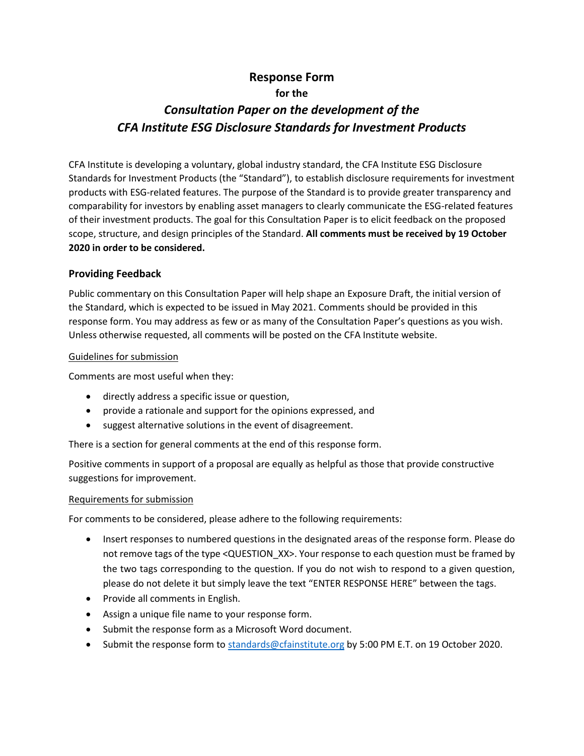# Response Form

**for the**

## *Consultation Paper on the development of the CFA Institute ESG Disclosure Standards for Investment Products*

CFA Institute is developing a voluntary, global industry standard, the CFA Institute ESG Disclosure Standards for Investment Products (the "Standard"), to establish disclosure requirements for investment products with ESG-related features. The purpose of the Standard is to provide greater transparency and comparability for investors by enabling asset managers to clearly communicate the ESG-related features of their investment products. The goal for this Consultation Paper is to elicit feedback on the proposed scope, structure, and design principles of the Standard. **All comments must be received by 19 October 2020 in order to be considered.**

### Providing Feedback

Public commentary on this Consultation Paper will help shape an Exposure Draft, the initial version of the Standard, which is expected to be issued in May 2021. Comments should be provided in this response form. You may address as few or as many of the Consultation Paper's questions as you wish. Unless otherwise requested, all comments will be posted on the CFA Institute website.

Guidelines for submission

Comments are most useful when they:

- directly address a specific issue or question,
- provide a rationale and support for the opinions expressed, and
- suggest alternative solutions in the event of disagreement.

There is a section for general comments at the end of this response form.

Positive comments in support of a proposal are equally as helpful as those that provide constructive suggestions for improvement.

Requirements for submission

For comments to be considered, please adhere to the following requirements:

- Insert responses to numbered questions in the designated areas of the response form. Please do not remove tags of the type <QUESTION_XX>. Your response to each question must be framed by the two tags corresponding to the question. If you do not wish to respond to a given question, please do not delete it but simply leave the text "ENTER RESPONSE HERE" between the tags.
- Provide all comments in English.
- Assign a unique file name to your response form.
- Submit the response form as a Microsoft Word document.
- Submit the response form to standards@cfainstitute.org by 5:00 PM E.T. on 19 October 2020.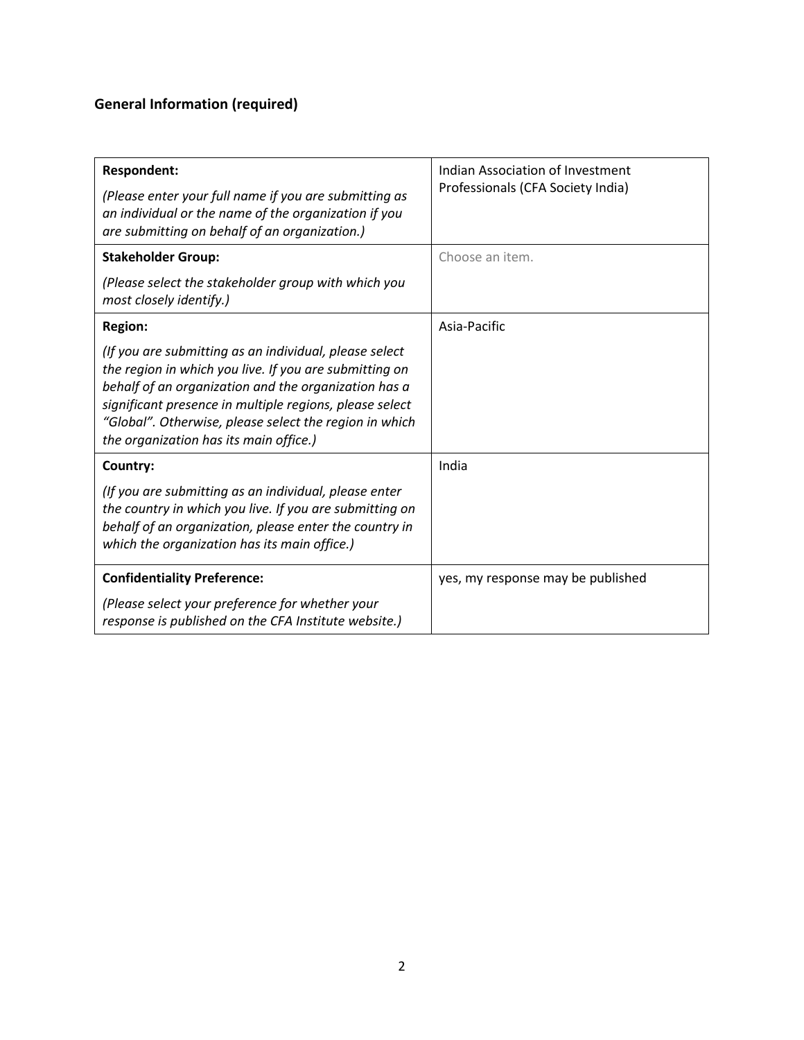## General Information (required)

| | |
|---|---|
| **Respondent:**<br>*(Please enter your full name if you are submitting as an individual or the name of the organization if you are submitting on behalf of an organization.)* | Indian Association of Investment Professionals (CFA Society India) |
| **Stakeholder Group:**<br>*(Please select the stakeholder group with which you most closely identify.)* | Choose an item. |
| **Region:**<br>*(If you are submitting as an individual, please select the region in which you live. If you are submitting on behalf of an organization and the organization has a significant presence in multiple regions, please select "Global". Otherwise, please select the region in which the organization has its main office.)* | Asia-Pacific |
| **Country:**<br>*(If you are submitting as an individual, please enter the country in which you live. If you are submitting on behalf of an organization, please enter the country in which the organization has its main office.)* | India |
| **Confidentiality Preference:**<br>*(Please select your preference for whether your response is published on the CFA Institute website.)* | yes, my response may be published |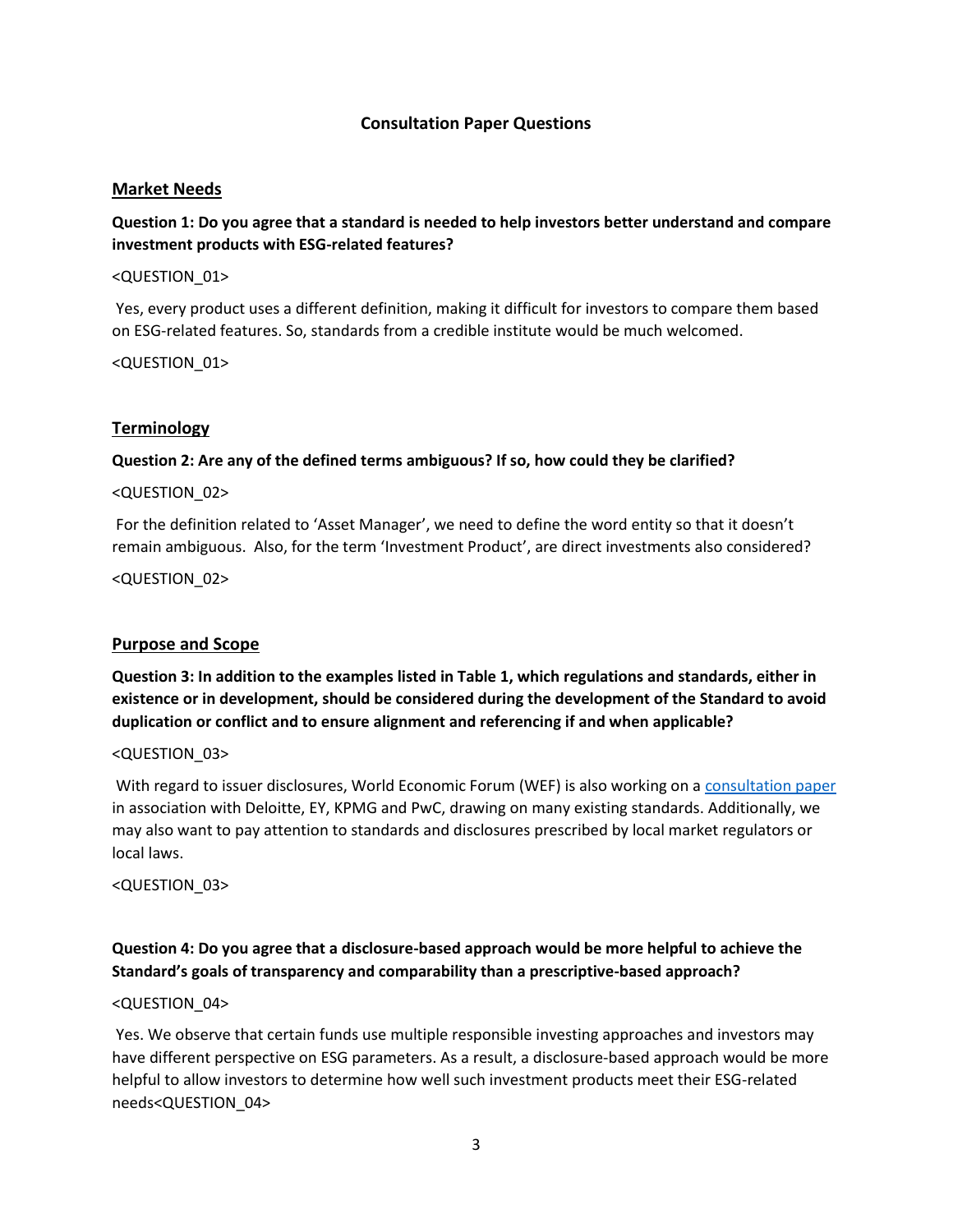# Consultation Paper Questions

## Market Needs

**Question 1: Do you agree that a standard is needed to help investors better understand and compare investment products with ESG-related features?**

<QUESTION_01>

Yes, every product uses a different definition, making it difficult for investors to compare them based on ESG-related features. So, standards from a credible institute would be much welcomed.

<QUESTION_01>

## Terminology

**Question 2: Are any of the defined terms ambiguous? If so, how could they be clarified?**

<QUESTION_02>

For the definition related to 'Asset Manager', we need to define the word entity so that it doesn't remain ambiguous. Also, for the term 'Investment Product', are direct investments also considered?

<QUESTION_02>

## Purpose and Scope

**Question 3: In addition to the examples listed in Table 1, which regulations and standards, either in existence or in development, should be considered during the development of the Standard to avoid duplication or conflict and to ensure alignment and referencing if and when applicable?**

<QUESTION_03>

With regard to issuer disclosures, World Economic Forum (WEF) is also working on a consultation paper in association with Deloitte, EY, KPMG and PwC, drawing on many existing standards. Additionally, we may also want to pay attention to standards and disclosures prescribed by local market regulators or local laws.

<QUESTION_03>

**Question 4: Do you agree that a disclosure-based approach would be more helpful to achieve the Standard's goals of transparency and comparability than a prescriptive-based approach?**

<QUESTION_04>

Yes. We observe that certain funds use multiple responsible investing approaches and investors may have different perspective on ESG parameters. As a result, a disclosure-based approach would be more helpful to allow investors to determine how well such investment products meet their ESG-related needs<QUESTION_04>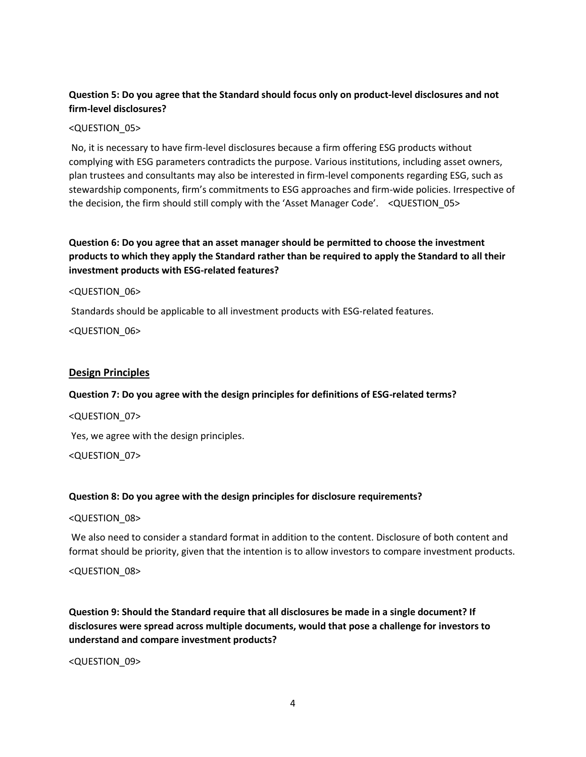**Question 5: Do you agree that the Standard should focus only on product-level disclosures and not firm-level disclosures?**

<QUESTION_05>

No, it is necessary to have firm-level disclosures because a firm offering ESG products without complying with ESG parameters contradicts the purpose. Various institutions, including asset owners, plan trustees and consultants may also be interested in firm-level components regarding ESG, such as stewardship components, firm's commitments to ESG approaches and firm-wide policies. Irrespective of the decision, the firm should still comply with the 'Asset Manager Code'. <QUESTION_05>

**Question 6: Do you agree that an asset manager should be permitted to choose the investment products to which they apply the Standard rather than be required to apply the Standard to all their investment products with ESG-related features?**

<QUESTION_06>

Standards should be applicable to all investment products with ESG-related features.

<QUESTION_06>

## Design Principles

**Question 7: Do you agree with the design principles for definitions of ESG-related terms?**

<QUESTION_07>

Yes, we agree with the design principles.

<QUESTION_07>

**Question 8: Do you agree with the design principles for disclosure requirements?**

<QUESTION_08>

We also need to consider a standard format in addition to the content. Disclosure of both content and format should be priority, given that the intention is to allow investors to compare investment products.

<QUESTION_08>

**Question 9: Should the Standard require that all disclosures be made in a single document? If disclosures were spread across multiple documents, would that pose a challenge for investors to understand and compare investment products?**

<QUESTION_09>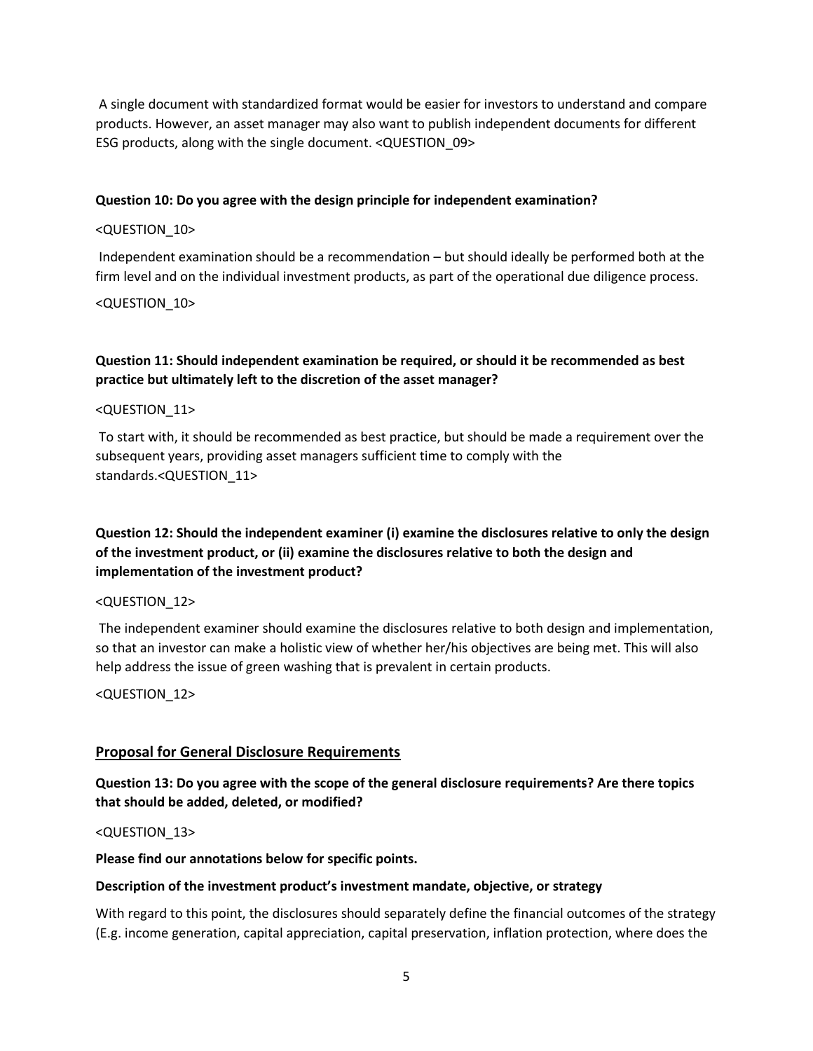A single document with standardized format would be easier for investors to understand and compare products. However, an asset manager may also want to publish independent documents for different ESG products, along with the single document. <QUESTION_09>

**Question 10: Do you agree with the design principle for independent examination?**

<QUESTION_10>

Independent examination should be a recommendation – but should ideally be performed both at the firm level and on the individual investment products, as part of the operational due diligence process.

<QUESTION_10>

**Question 11: Should independent examination be required, or should it be recommended as best practice but ultimately left to the discretion of the asset manager?**

<QUESTION_11>

To start with, it should be recommended as best practice, but should be made a requirement over the subsequent years, providing asset managers sufficient time to comply with the standards.<QUESTION_11>

**Question 12: Should the independent examiner (i) examine the disclosures relative to only the design of the investment product, or (ii) examine the disclosures relative to both the design and implementation of the investment product?**

<QUESTION_12>

The independent examiner should examine the disclosures relative to both design and implementation, so that an investor can make a holistic view of whether her/his objectives are being met. This will also help address the issue of green washing that is prevalent in certain products.

<QUESTION_12>

## Proposal for General Disclosure Requirements

**Question 13: Do you agree with the scope of the general disclosure requirements? Are there topics that should be added, deleted, or modified?**

<QUESTION_13>

**Please find our annotations below for specific points.**

**Description of the investment product's investment mandate, objective, or strategy**

With regard to this point, the disclosures should separately define the financial outcomes of the strategy (E.g. income generation, capital appreciation, capital preservation, inflation protection, where does the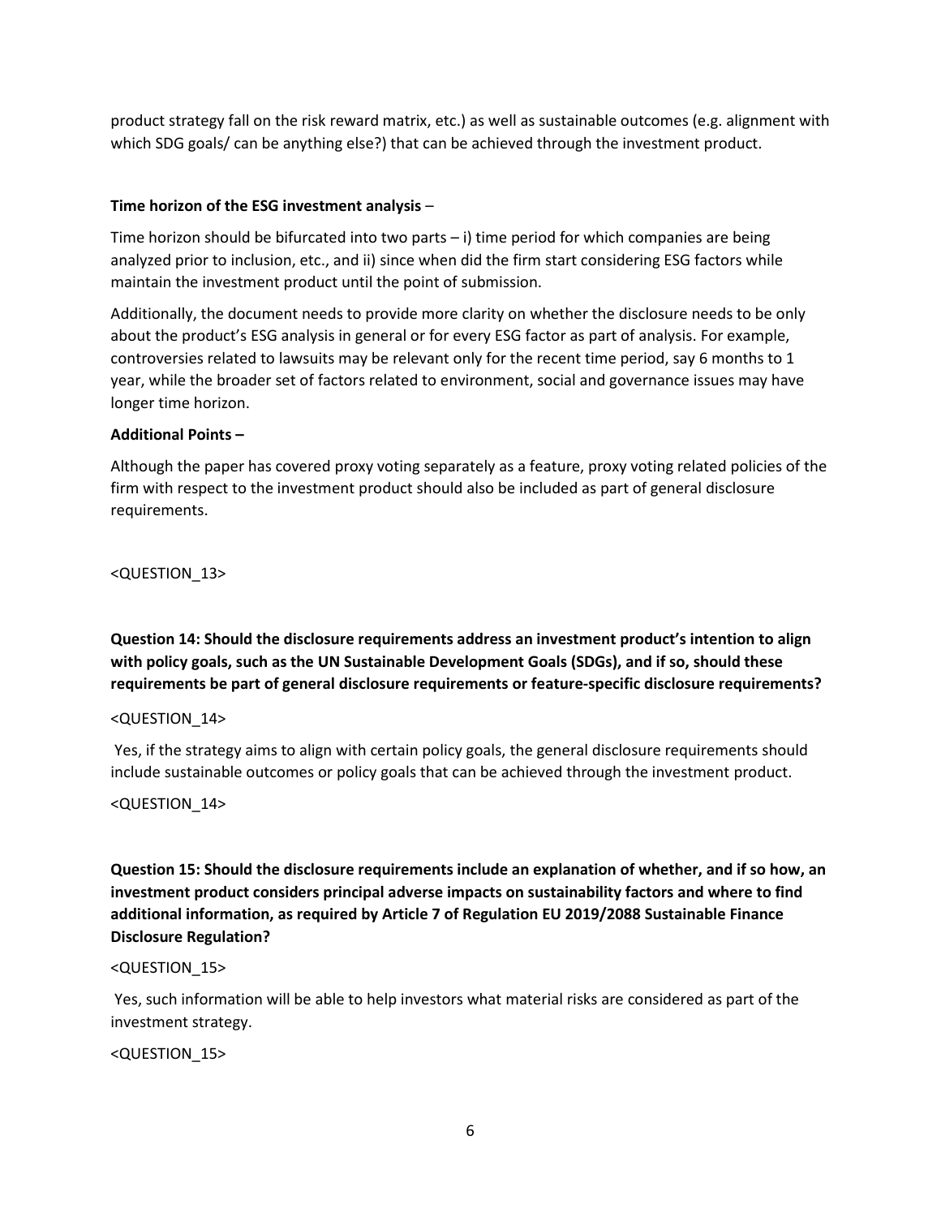product strategy fall on the risk reward matrix, etc.) as well as sustainable outcomes (e.g. alignment with which SDG goals/ can be anything else?) that can be achieved through the investment product.

**Time horizon of the ESG investment analysis** –

Time horizon should be bifurcated into two parts – i) time period for which companies are being analyzed prior to inclusion, etc., and ii) since when did the firm start considering ESG factors while maintain the investment product until the point of submission.

Additionally, the document needs to provide more clarity on whether the disclosure needs to be only about the product's ESG analysis in general or for every ESG factor as part of analysis. For example, controversies related to lawsuits may be relevant only for the recent time period, say 6 months to 1 year, while the broader set of factors related to environment, social and governance issues may have longer time horizon.

**Additional Points –**

Although the paper has covered proxy voting separately as a feature, proxy voting related policies of the firm with respect to the investment product should also be included as part of general disclosure requirements.

<QUESTION_13>

**Question 14: Should the disclosure requirements address an investment product's intention to align with policy goals, such as the UN Sustainable Development Goals (SDGs), and if so, should these requirements be part of general disclosure requirements or feature-specific disclosure requirements?**

<QUESTION_14>

Yes, if the strategy aims to align with certain policy goals, the general disclosure requirements should include sustainable outcomes or policy goals that can be achieved through the investment product.

<QUESTION_14>

**Question 15: Should the disclosure requirements include an explanation of whether, and if so how, an investment product considers principal adverse impacts on sustainability factors and where to find additional information, as required by Article 7 of Regulation EU 2019/2088 Sustainable Finance Disclosure Regulation?**

<QUESTION_15>

Yes, such information will be able to help investors what material risks are considered as part of the investment strategy.

<QUESTION_15>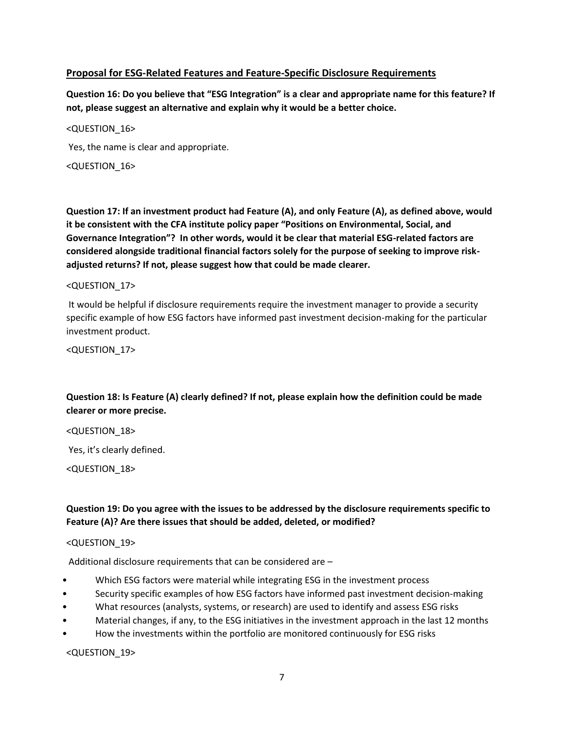## Proposal for ESG-Related Features and Feature-Specific Disclosure Requirements

**Question 16: Do you believe that "ESG Integration" is a clear and appropriate name for this feature? If not, please suggest an alternative and explain why it would be a better choice.**

<QUESTION_16>

Yes, the name is clear and appropriate.

<QUESTION_16>

**Question 17: If an investment product had Feature (A), and only Feature (A), as defined above, would it be consistent with the CFA institute policy paper "Positions on Environmental, Social, and Governance Integration"? In other words, would it be clear that material ESG-related factors are considered alongside traditional financial factors solely for the purpose of seeking to improve risk-adjusted returns? If not, please suggest how that could be made clearer.**

<QUESTION_17>

It would be helpful if disclosure requirements require the investment manager to provide a security specific example of how ESG factors have informed past investment decision-making for the particular investment product.

<QUESTION_17>

**Question 18: Is Feature (A) clearly defined? If not, please explain how the definition could be made clearer or more precise.**

<QUESTION_18>

Yes, it's clearly defined.

<QUESTION_18>

**Question 19: Do you agree with the issues to be addressed by the disclosure requirements specific to Feature (A)? Are there issues that should be added, deleted, or modified?**

<QUESTION_19>

Additional disclosure requirements that can be considered are –

- Which ESG factors were material while integrating ESG in the investment process
- Security specific examples of how ESG factors have informed past investment decision-making
- What resources (analysts, systems, or research) are used to identify and assess ESG risks
- Material changes, if any, to the ESG initiatives in the investment approach in the last 12 months
- How the investments within the portfolio are monitored continuously for ESG risks

<QUESTION_19>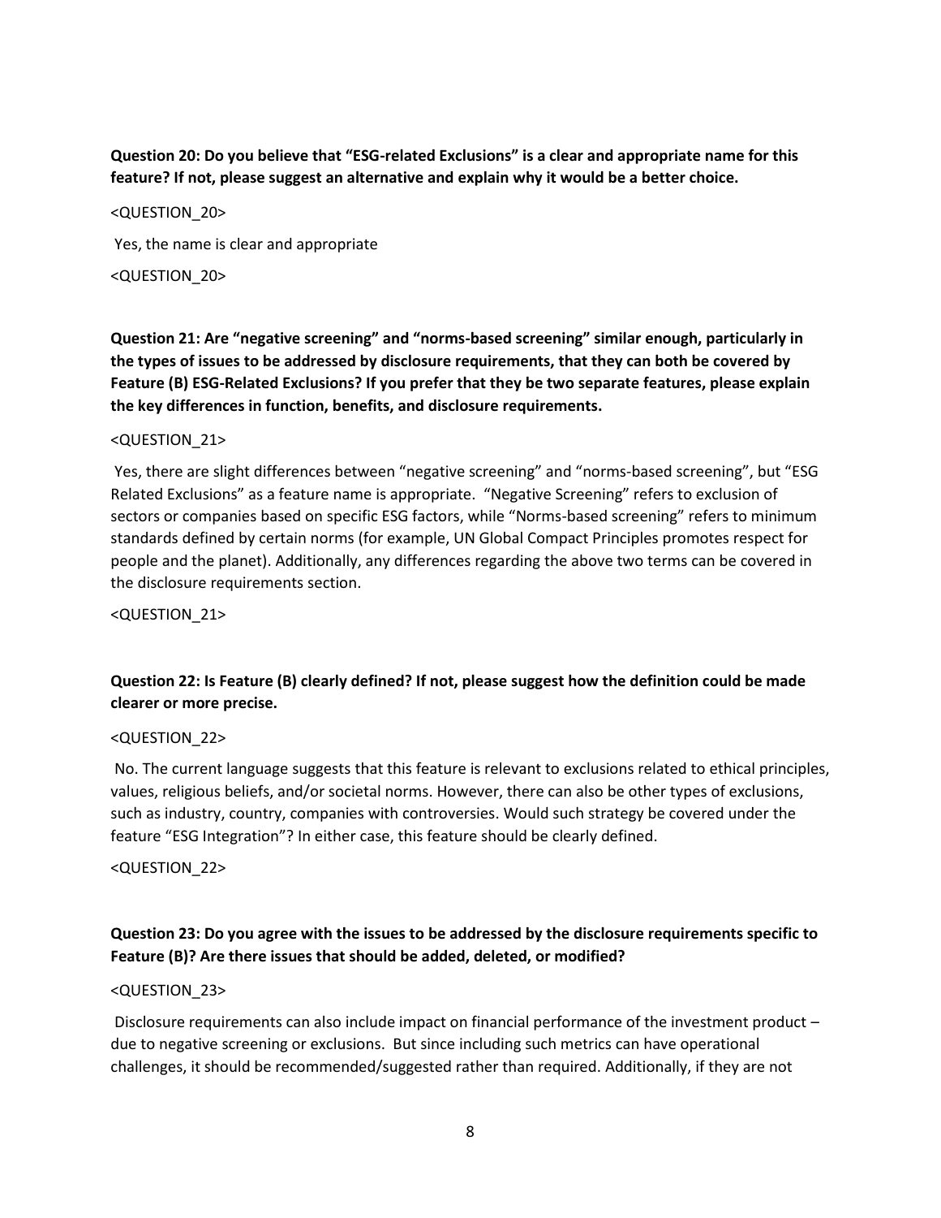**Question 20: Do you believe that "ESG-related Exclusions" is a clear and appropriate name for this feature? If not, please suggest an alternative and explain why it would be a better choice.**

<QUESTION_20>

Yes, the name is clear and appropriate

<QUESTION_20>

**Question 21: Are "negative screening" and "norms-based screening" similar enough, particularly in the types of issues to be addressed by disclosure requirements, that they can both be covered by Feature (B) ESG-Related Exclusions? If you prefer that they be two separate features, please explain the key differences in function, benefits, and disclosure requirements.**

<QUESTION_21>

Yes, there are slight differences between "negative screening" and "norms-based screening", but "ESG Related Exclusions" as a feature name is appropriate. "Negative Screening" refers to exclusion of sectors or companies based on specific ESG factors, while "Norms-based screening" refers to minimum standards defined by certain norms (for example, UN Global Compact Principles promotes respect for people and the planet). Additionally, any differences regarding the above two terms can be covered in the disclosure requirements section.

<QUESTION_21>

**Question 22: Is Feature (B) clearly defined? If not, please suggest how the definition could be made clearer or more precise.**

<QUESTION_22>

No. The current language suggests that this feature is relevant to exclusions related to ethical principles, values, religious beliefs, and/or societal norms. However, there can also be other types of exclusions, such as industry, country, companies with controversies. Would such strategy be covered under the feature "ESG Integration"? In either case, this feature should be clearly defined.

<QUESTION_22>

**Question 23: Do you agree with the issues to be addressed by the disclosure requirements specific to Feature (B)? Are there issues that should be added, deleted, or modified?**

<QUESTION_23>

Disclosure requirements can also include impact on financial performance of the investment product – due to negative screening or exclusions. But since including such metrics can have operational challenges, it should be recommended/suggested rather than required. Additionally, if they are not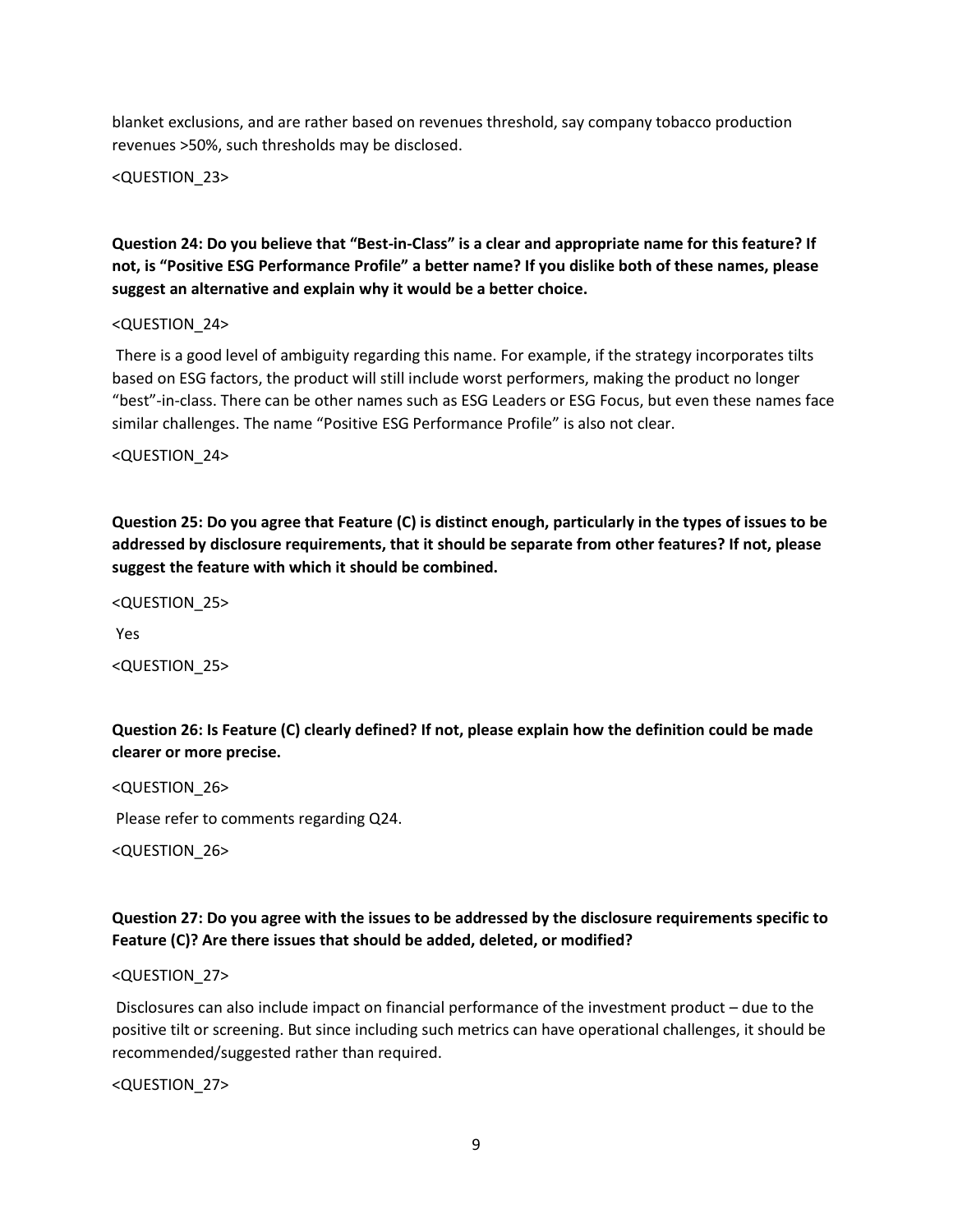blanket exclusions, and are rather based on revenues threshold, say company tobacco production revenues >50%, such thresholds may be disclosed.

<QUESTION_23>

**Question 24: Do you believe that "Best-in-Class" is a clear and appropriate name for this feature? If not, is "Positive ESG Performance Profile" a better name? If you dislike both of these names, please suggest an alternative and explain why it would be a better choice.**

<QUESTION_24>

There is a good level of ambiguity regarding this name. For example, if the strategy incorporates tilts based on ESG factors, the product will still include worst performers, making the product no longer "best"-in-class. There can be other names such as ESG Leaders or ESG Focus, but even these names face similar challenges. The name "Positive ESG Performance Profile" is also not clear.

<QUESTION_24>

**Question 25: Do you agree that Feature (C) is distinct enough, particularly in the types of issues to be addressed by disclosure requirements, that it should be separate from other features? If not, please suggest the feature with which it should be combined.**

<QUESTION_25>

Yes

<QUESTION_25>

**Question 26: Is Feature (C) clearly defined? If not, please explain how the definition could be made clearer or more precise.**

<QUESTION_26>

Please refer to comments regarding Q24.

<QUESTION_26>

**Question 27: Do you agree with the issues to be addressed by the disclosure requirements specific to Feature (C)? Are there issues that should be added, deleted, or modified?**

<QUESTION_27>

Disclosures can also include impact on financial performance of the investment product – due to the positive tilt or screening. But since including such metrics can have operational challenges, it should be recommended/suggested rather than required.

<QUESTION_27>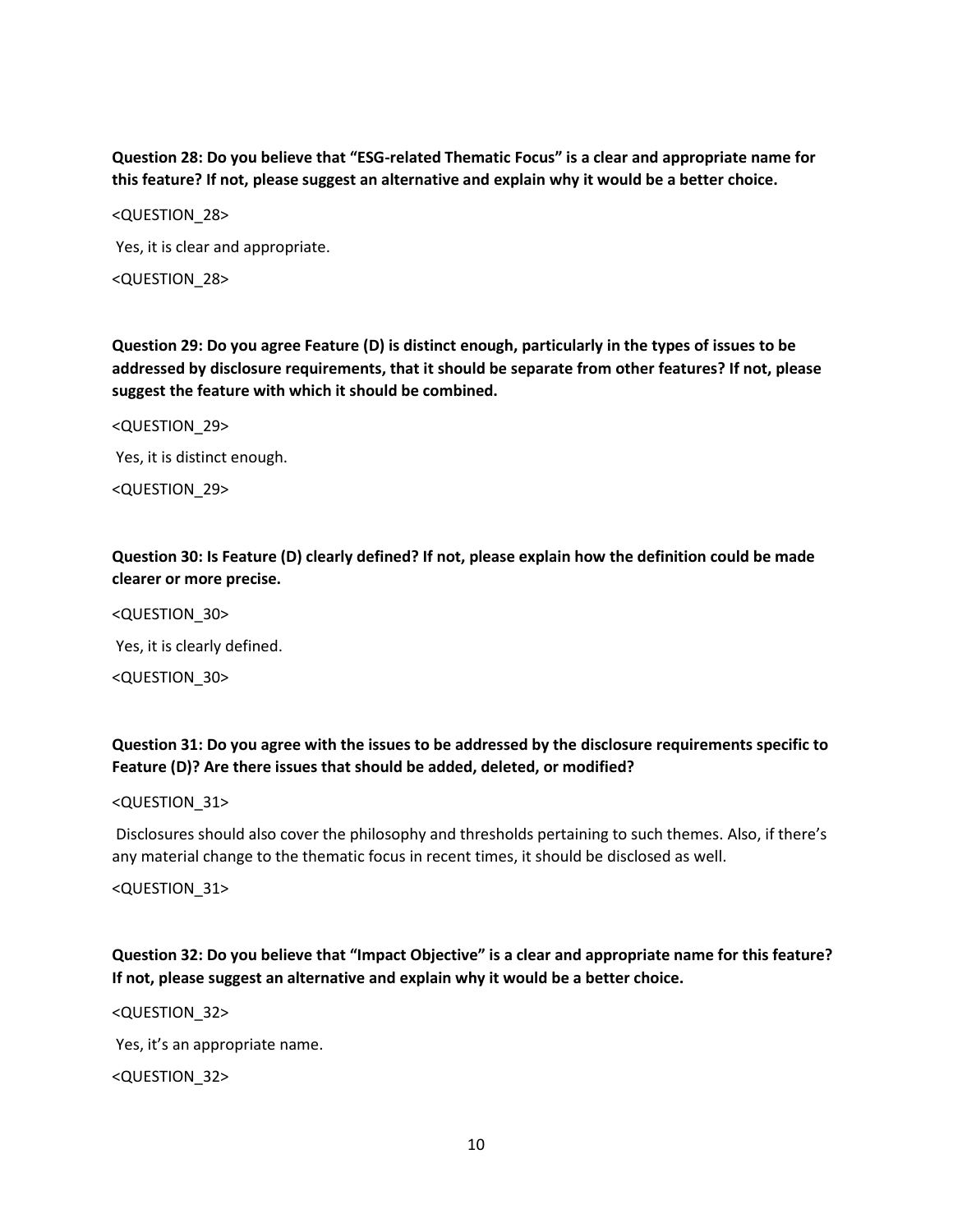**Question 28: Do you believe that "ESG-related Thematic Focus" is a clear and appropriate name for this feature? If not, please suggest an alternative and explain why it would be a better choice.**

<QUESTION_28>

Yes, it is clear and appropriate.

<QUESTION_28>

**Question 29: Do you agree Feature (D) is distinct enough, particularly in the types of issues to be addressed by disclosure requirements, that it should be separate from other features? If not, please suggest the feature with which it should be combined.**

<QUESTION_29>

Yes, it is distinct enough.

<QUESTION_29>

**Question 30: Is Feature (D) clearly defined? If not, please explain how the definition could be made clearer or more precise.**

<QUESTION_30>

Yes, it is clearly defined.

<QUESTION_30>

**Question 31: Do you agree with the issues to be addressed by the disclosure requirements specific to Feature (D)? Are there issues that should be added, deleted, or modified?**

<QUESTION_31>

Disclosures should also cover the philosophy and thresholds pertaining to such themes. Also, if there's any material change to the thematic focus in recent times, it should be disclosed as well.

<QUESTION_31>

**Question 32: Do you believe that "Impact Objective" is a clear and appropriate name for this feature? If not, please suggest an alternative and explain why it would be a better choice.**

<QUESTION_32>

Yes, it's an appropriate name.

<QUESTION_32>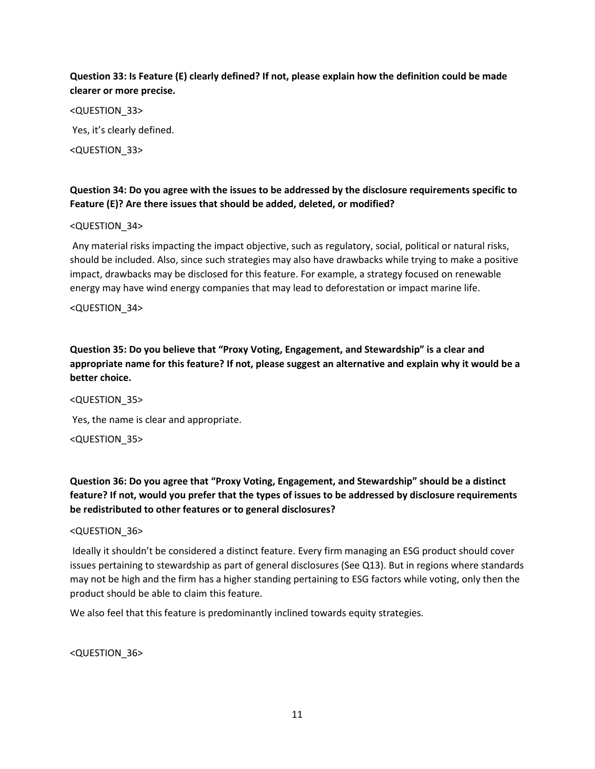**Question 33: Is Feature (E) clearly defined? If not, please explain how the definition could be made clearer or more precise.**

<QUESTION_33>

Yes, it's clearly defined.

<QUESTION_33>

**Question 34: Do you agree with the issues to be addressed by the disclosure requirements specific to Feature (E)? Are there issues that should be added, deleted, or modified?**

<QUESTION_34>

Any material risks impacting the impact objective, such as regulatory, social, political or natural risks, should be included. Also, since such strategies may also have drawbacks while trying to make a positive impact, drawbacks may be disclosed for this feature. For example, a strategy focused on renewable energy may have wind energy companies that may lead to deforestation or impact marine life.

<QUESTION_34>

**Question 35: Do you believe that "Proxy Voting, Engagement, and Stewardship" is a clear and appropriate name for this feature? If not, please suggest an alternative and explain why it would be a better choice.**

<QUESTION_35>

Yes, the name is clear and appropriate.

<QUESTION_35>

**Question 36: Do you agree that "Proxy Voting, Engagement, and Stewardship" should be a distinct feature? If not, would you prefer that the types of issues to be addressed by disclosure requirements be redistributed to other features or to general disclosures?**

<QUESTION_36>

Ideally it shouldn't be considered a distinct feature. Every firm managing an ESG product should cover issues pertaining to stewardship as part of general disclosures (See Q13). But in regions where standards may not be high and the firm has a higher standing pertaining to ESG factors while voting, only then the product should be able to claim this feature.

We also feel that this feature is predominantly inclined towards equity strategies.

<QUESTION_36>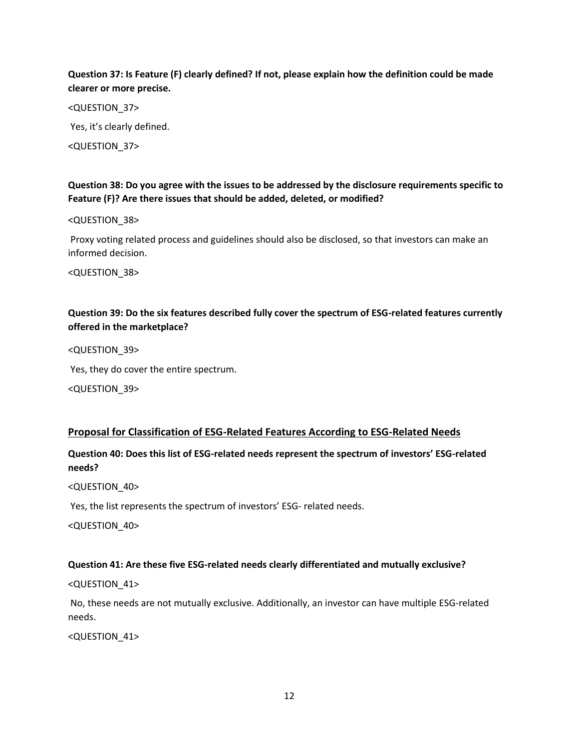**Question 37: Is Feature (F) clearly defined? If not, please explain how the definition could be made clearer or more precise.**

<QUESTION_37>

Yes, it's clearly defined.

<QUESTION_37>

**Question 38: Do you agree with the issues to be addressed by the disclosure requirements specific to Feature (F)? Are there issues that should be added, deleted, or modified?**

<QUESTION_38>

Proxy voting related process and guidelines should also be disclosed, so that investors can make an informed decision.

<QUESTION_38>

**Question 39: Do the six features described fully cover the spectrum of ESG-related features currently offered in the marketplace?**

<QUESTION_39>

Yes, they do cover the entire spectrum.

<QUESTION_39>

## Proposal for Classification of ESG-Related Features According to ESG-Related Needs

**Question 40: Does this list of ESG-related needs represent the spectrum of investors' ESG-related needs?**

<QUESTION_40>

Yes, the list represents the spectrum of investors' ESG- related needs.

<QUESTION_40>

**Question 41: Are these five ESG-related needs clearly differentiated and mutually exclusive?**

<QUESTION_41>

No, these needs are not mutually exclusive. Additionally, an investor can have multiple ESG-related needs.

<QUESTION_41>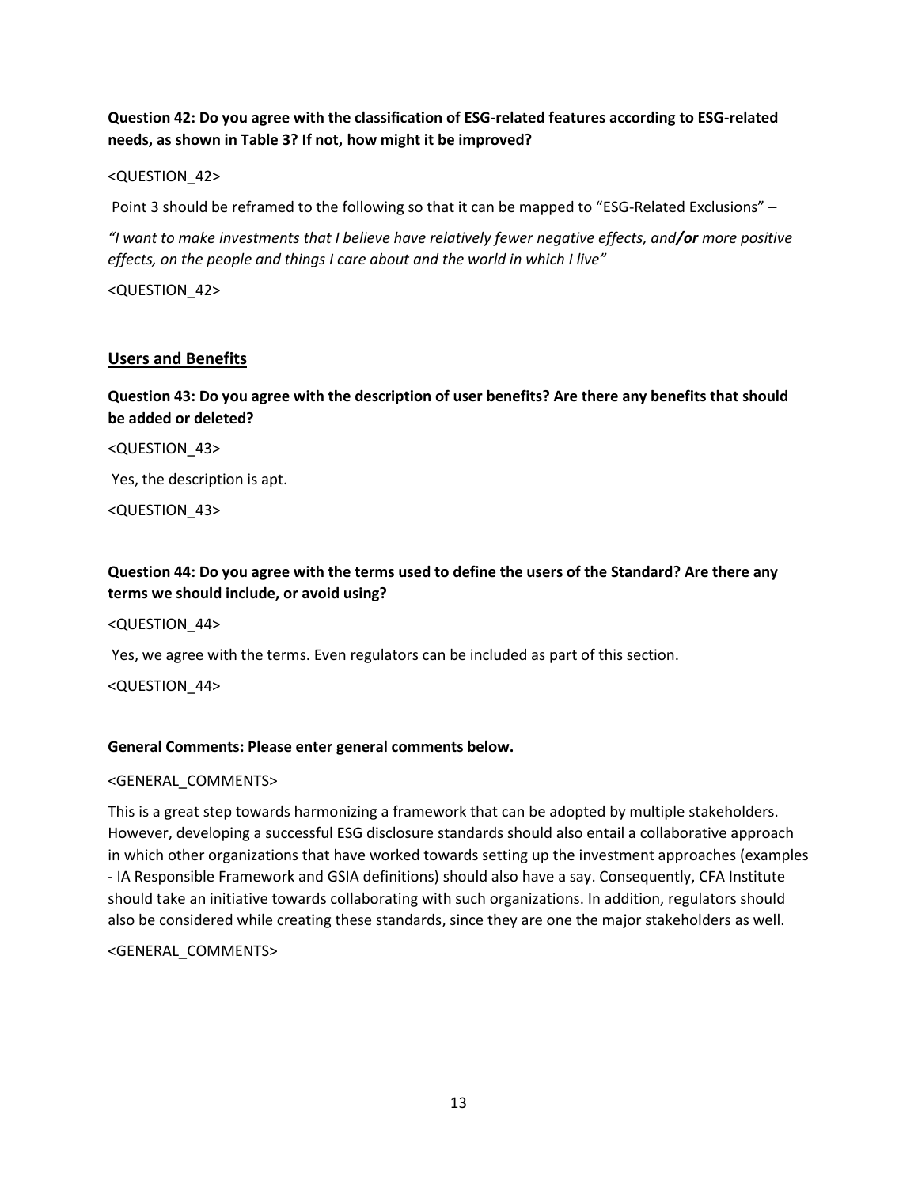**Question 42: Do you agree with the classification of ESG-related features according to ESG-related needs, as shown in Table 3? If not, how might it be improved?**

<QUESTION_42>

Point 3 should be reframed to the following so that it can be mapped to "ESG-Related Exclusions" –

*"I want to make investments that I believe have relatively fewer negative effects, and**/or** more positive effects, on the people and things I care about and the world in which I live"*

<QUESTION_42>

## Users and Benefits

**Question 43: Do you agree with the description of user benefits? Are there any benefits that should be added or deleted?**

<QUESTION_43>

Yes, the description is apt.

<QUESTION_43>

**Question 44: Do you agree with the terms used to define the users of the Standard? Are there any terms we should include, or avoid using?**

<QUESTION_44>

Yes, we agree with the terms. Even regulators can be included as part of this section.

<QUESTION_44>

**General Comments: Please enter general comments below.**

<GENERAL_COMMENTS>

This is a great step towards harmonizing a framework that can be adopted by multiple stakeholders. However, developing a successful ESG disclosure standards should also entail a collaborative approach in which other organizations that have worked towards setting up the investment approaches (examples - IA Responsible Framework and GSIA definitions) should also have a say. Consequently, CFA Institute should take an initiative towards collaborating with such organizations. In addition, regulators should also be considered while creating these standards, since they are one the major stakeholders as well.

<GENERAL_COMMENTS>